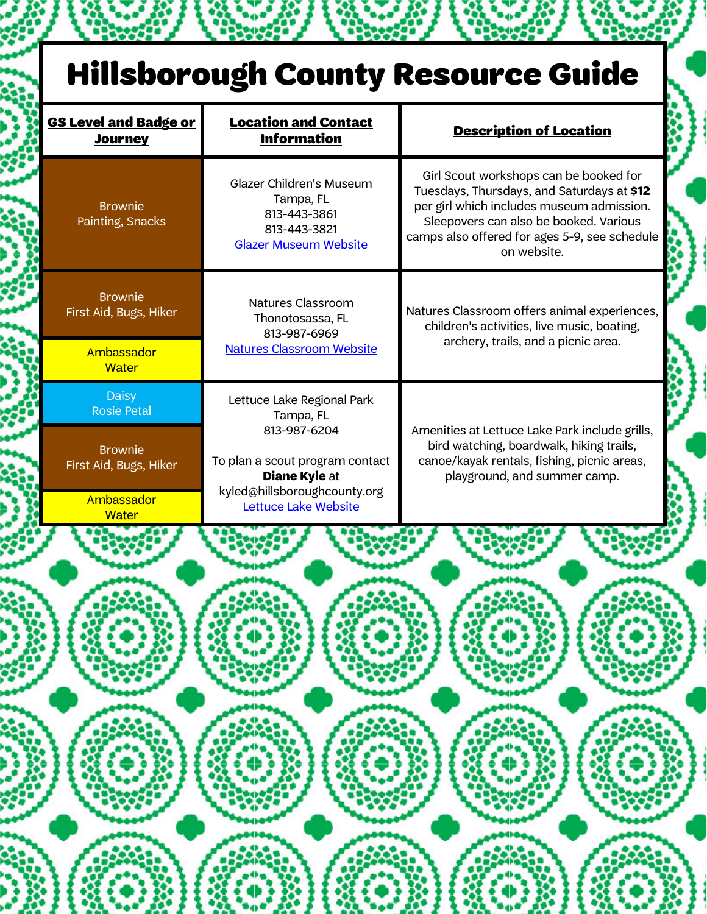# Hillsborough County Resource Guide

| GS Level and Badge or Journey | Location and Contact Information | Description of Location |
|---|---|---|
| Brownie<br>Painting, Snacks | Glazer Children's Museum<br>Tampa, FL<br>813-443-3861<br>813-443-3821<br>[Glazer Museum Website] | Girl Scout workshops can be booked for Tuesdays, Thursdays, and Saturdays at **$12** per girl which includes museum admission. Sleepovers can also be booked. Various camps also offered for ages 5-9, see schedule on website. |
| Brownie<br>First Aid, Bugs, Hiker<br><br>Ambassador<br>Water | Natures Classroom<br>Thonotosassa, FL<br>813-987-6969<br>[Natures Classroom Website] | Natures Classroom offers animal experiences, children's activities, live music, boating, archery, trails, and a picnic area. |
| Daisy<br>Rosie Petal<br><br>Brownie<br>First Aid, Bugs, Hiker<br><br>Ambassador<br>Water | Lettuce Lake Regional Park<br>Tampa, FL<br>813-987-6204<br><br>To plan a scout program contact **Diane Kyle** at kyled@hillsboroughcounty.org<br>[Lettuce Lake Website] | Amenities at Lettuce Lake Park include grills, bird watching, boardwalk, hiking trails, canoe/kayak rentals, fishing, picnic areas, playground, and summer camp. |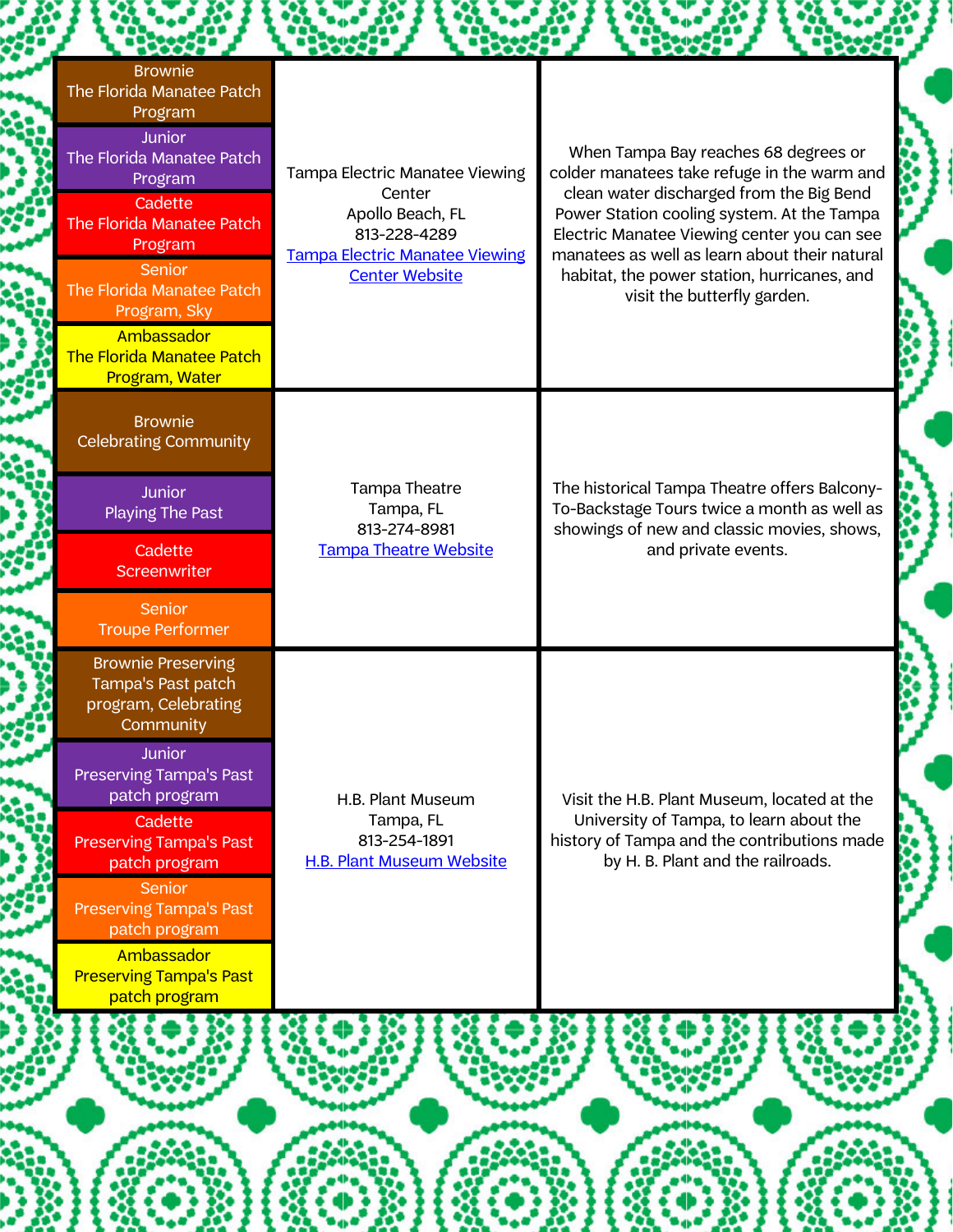| Badges/Programs | Location | Description |
| --- | --- | --- |
| Brownie The Florida Manatee Patch Program<br>Junior The Florida Manatee Patch Program<br>Cadette The Florida Manatee Patch Program<br>Senior The Florida Manatee Patch Program, Sky<br>Ambassador The Florida Manatee Patch Program, Water | Tampa Electric Manatee Viewing Center<br>Apollo Beach, FL<br>813-228-4289<br>[Tampa Electric Manatee Viewing Center Website]() | When Tampa Bay reaches 68 degrees or colder manatees take refuge in the warm and clean water discharged from the Big Bend Power Station cooling system. At the Tampa Electric Manatee Viewing center you can see manatees as well as learn about their natural habitat, the power station, hurricanes, and visit the butterfly garden. |
| Brownie Celebrating Community<br>Junior Playing The Past<br>Cadette Screenwriter<br>Senior Troupe Performer | Tampa Theatre<br>Tampa, FL<br>813-274-8981<br>[Tampa Theatre Website]() | The historical Tampa Theatre offers Balcony-To-Backstage Tours twice a month as well as showings of new and classic movies, shows, and private events. |
| Brownie Preserving Tampa's Past patch program, Celebrating Community<br>Junior Preserving Tampa's Past patch program<br>Cadette Preserving Tampa's Past patch program<br>Senior Preserving Tampa's Past patch program<br>Ambassador Preserving Tampa's Past patch program | H.B. Plant Museum<br>Tampa, FL<br>813-254-1891<br>[H.B. Plant Museum Website]() | Visit the H.B. Plant Museum, located at the University of Tampa, to learn about the history of Tampa and the contributions made by H. B. Plant and the railroads. |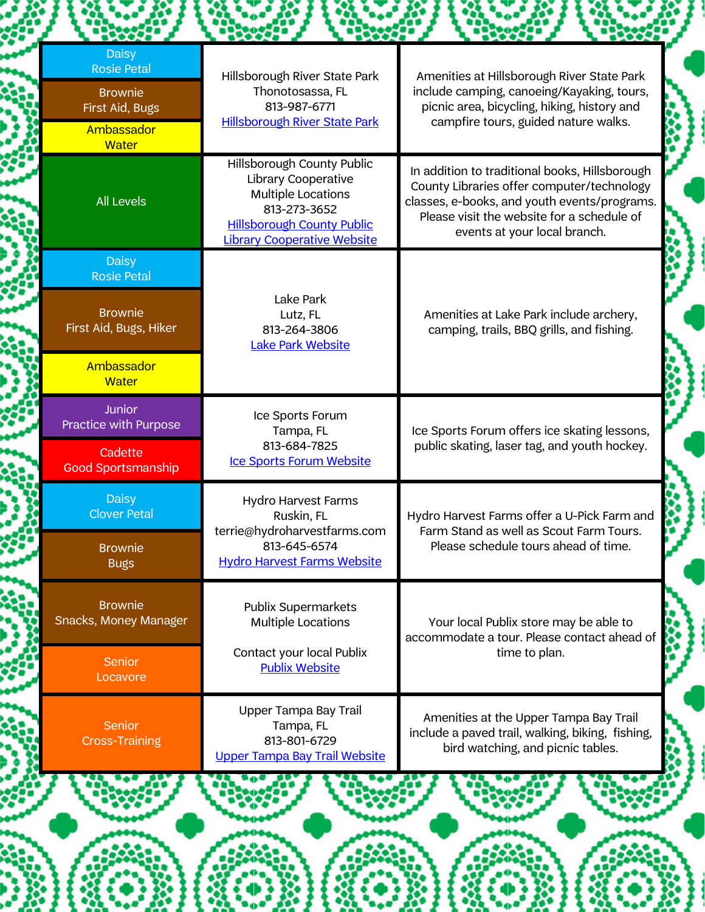| Levels / Badges | Location | Description |
|---|---|---|
| Daisy<br>Rosie Petal<br>Brownie<br>First Aid, Bugs<br>Ambassador<br>Water | Hillsborough River State Park<br>Thonotosassa, FL<br>813-987-6771<br>Hillsborough River State Park | Amenities at Hillsborough River State Park include camping, canoeing/Kayaking, tours, picnic area, bicycling, hiking, history and campfire tours, guided nature walks. |
| All Levels | Hillsborough County Public Library Cooperative<br>Multiple Locations<br>813-273-3652<br>Hillsborough County Public Library Cooperative Website | In addition to traditional books, Hillsborough County Libraries offer computer/technology classes, e-books, and youth events/programs. Please visit the website for a schedule of events at your local branch. |
| Daisy<br>Rosie Petal<br>Brownie<br>First Aid, Bugs, Hiker<br>Ambassador<br>Water | Lake Park<br>Lutz, FL<br>813-264-3806<br>Lake Park Website | Amenities at Lake Park include archery, camping, trails, BBQ grills, and fishing. |
| Junior<br>Practice with Purpose<br>Cadette<br>Good Sportsmanship | Ice Sports Forum<br>Tampa, FL<br>813-684-7825<br>Ice Sports Forum Website | Ice Sports Forum offers ice skating lessons, public skating, laser tag, and youth hockey. |
| Daisy<br>Clover Petal<br>Brownie<br>Bugs | Hydro Harvest Farms<br>Ruskin, FL<br>terrie@hydroharvestfarms.com<br>813-645-6574<br>Hydro Harvest Farms Website | Hydro Harvest Farms offer a U-Pick Farm and Farm Stand as well as Scout Farm Tours. Please schedule tours ahead of time. |
| Brownie<br>Snacks, Money Manager<br>Senior<br>Locavore | Publix Supermarkets<br>Multiple Locations<br>Contact your local Publix<br>Publix Website | Your local Publix store may be able to accommodate a tour. Please contact ahead of time to plan. |
| Senior<br>Cross-Training | Upper Tampa Bay Trail<br>Tampa, FL<br>813-801-6729<br>Upper Tampa Bay Trail Website | Amenities at the Upper Tampa Bay Trail include a paved trail, walking, biking, fishing, bird watching, and picnic tables. |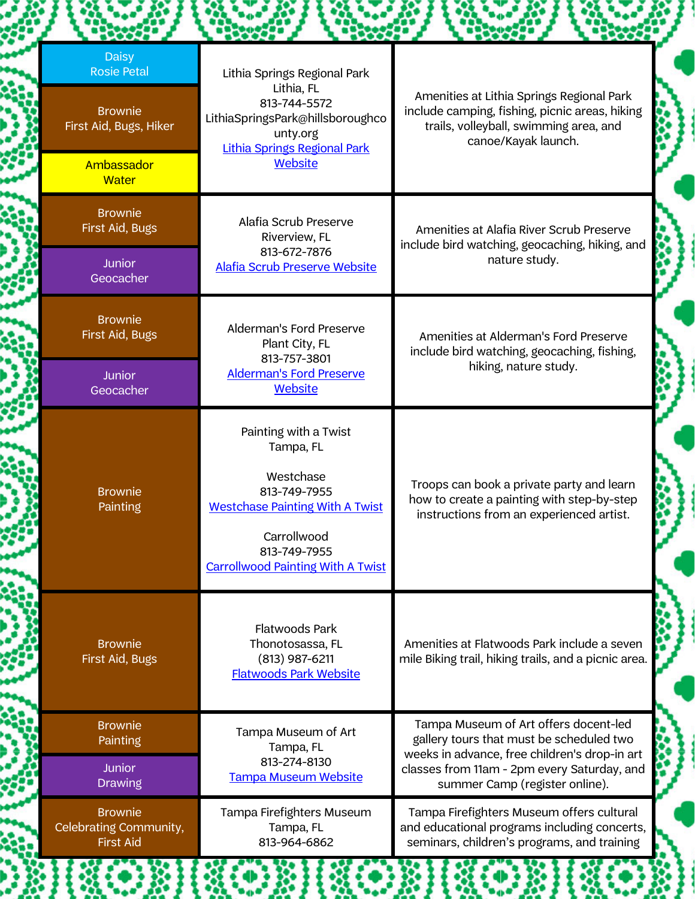| Badges | Location | Amenities |
|---|---|---|
| Daisy<br>Rosie Petal<br><br>Brownie<br>First Aid, Bugs, Hiker<br><br>Ambassador<br>Water | Lithia Springs Regional Park<br>Lithia, FL<br>813-744-5572<br>LithiaSpringsPark@hillsboroughcounty.org<br>[Lithia Springs Regional Park Website]() | Amenities at Lithia Springs Regional Park include camping, fishing, picnic areas, hiking trails, volleyball, swimming area, and canoe/Kayak launch. |
| Brownie<br>First Aid, Bugs<br><br>Junior<br>Geocacher | Alafia Scrub Preserve<br>Riverview, FL<br>813-672-7876<br>[Alafia Scrub Preserve Website]() | Amenities at Alafia River Scrub Preserve include bird watching, geocaching, hiking, and nature study. |
| Brownie<br>First Aid, Bugs<br><br>Junior<br>Geocacher | Alderman's Ford Preserve<br>Plant City, FL<br>813-757-3801<br>[Alderman's Ford Preserve Website]() | Amenities at Alderman's Ford Preserve include bird watching, geocaching, fishing, hiking, nature study. |
| Brownie<br>Painting | Painting with a Twist<br>Tampa, FL<br><br>Westchase<br>813-749-7955<br>[Westchase Painting With A Twist]()<br><br>Carrollwood<br>813-749-7955<br>[Carrollwood Painting With A Twist]() | Troops can book a private party and learn how to create a painting with step-by-step instructions from an experienced artist. |
| Brownie<br>First Aid, Bugs | Flatwoods Park<br>Thonotosassa, FL<br>(813) 987-6211<br>[Flatwoods Park Website]() | Amenities at Flatwoods Park include a seven mile Biking trail, hiking trails, and a picnic area. |
| Brownie<br>Painting<br><br>Junior<br>Drawing | Tampa Museum of Art<br>Tampa, FL<br>813-274-8130<br>[Tampa Museum Website]() | Tampa Museum of Art offers docent-led gallery tours that must be scheduled two weeks in advance, free children's drop-in art classes from 11am - 2pm every Saturday, and summer Camp (register online). |
| Brownie<br>Celebrating Community, First Aid | Tampa Firefighters Museum<br>Tampa, FL<br>813-964-6862 | Tampa Firefighters Museum offers cultural and educational programs including concerts, seminars, children's programs, and training |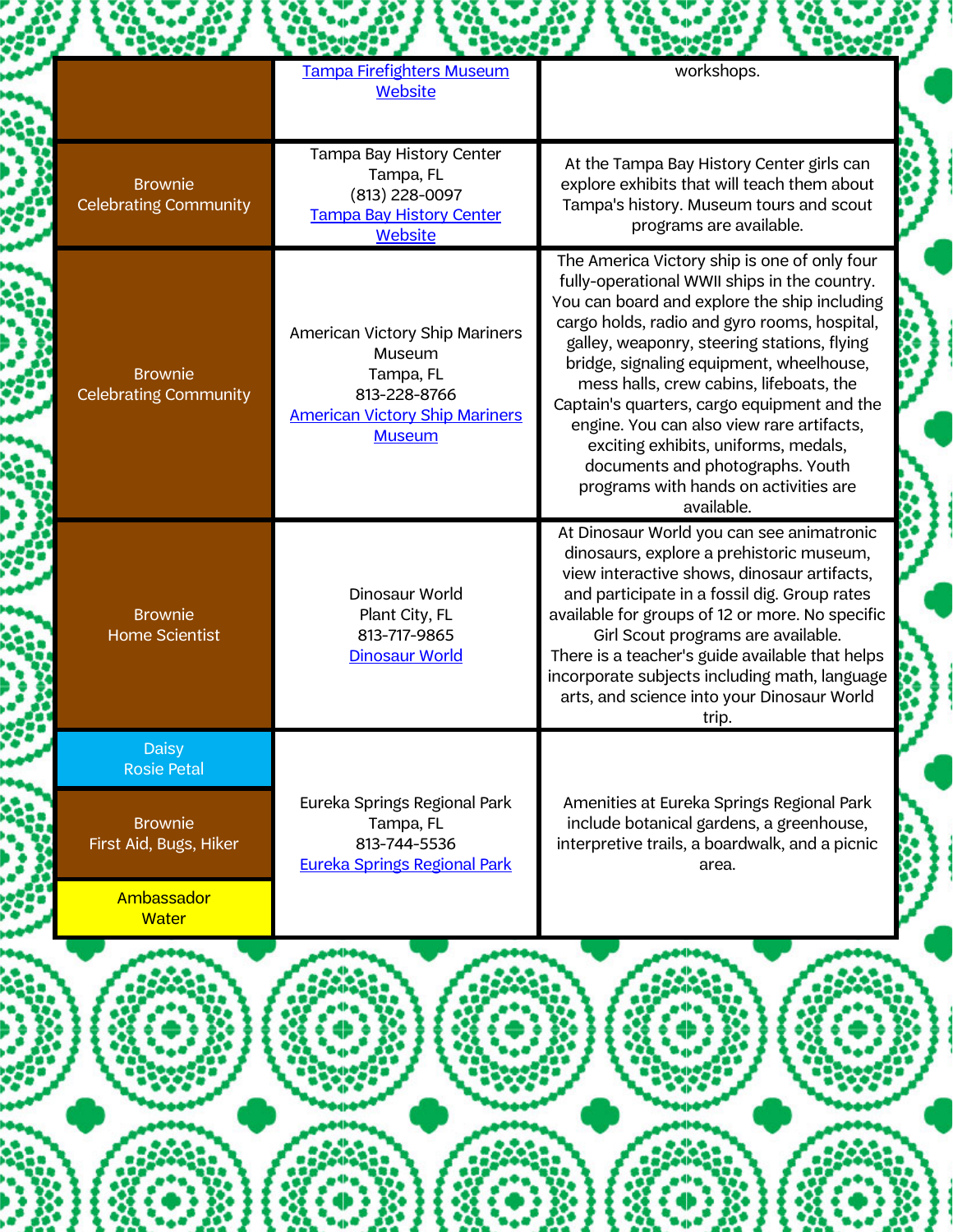| | | |
|---|---|---|
| | Tampa Firefighters Museum Website | workshops. |
| Brownie<br>Celebrating Community | Tampa Bay History Center<br>Tampa, FL<br>(813) 228-0097<br>Tampa Bay History Center Website | At the Tampa Bay History Center girls can explore exhibits that will teach them about Tampa's history. Museum tours and scout programs are available. |
| Brownie<br>Celebrating Community | American Victory Ship Mariners Museum<br>Tampa, FL<br>813-228-8766<br>American Victory Ship Mariners Museum | The America Victory ship is one of only four fully-operational WWII ships in the country. You can board and explore the ship including cargo holds, radio and gyro rooms, hospital, galley, weaponry, steering stations, flying bridge, signaling equipment, wheelhouse, mess halls, crew cabins, lifeboats, the Captain's quarters, cargo equipment and the engine. You can also view rare artifacts, exciting exhibits, uniforms, medals, documents and photographs. Youth programs with hands on activities are available. |
| Brownie<br>Home Scientist | Dinosaur World<br>Plant City, FL<br>813-717-9865<br>Dinosaur World | At Dinosaur World you can see animatronic dinosaurs, explore a prehistoric museum, view interactive shows, dinosaur artifacts, and participate in a fossil dig. Group rates available for groups of 12 or more. No specific Girl Scout programs are available.<br>There is a teacher's guide available that helps incorporate subjects including math, language arts, and science into your Dinosaur World trip. |
| Daisy<br>Rosie Petal<br><br>Brownie<br>First Aid, Bugs, Hiker<br><br>Ambassador<br>Water | Eureka Springs Regional Park<br>Tampa, FL<br>813-744-5536<br>Eureka Springs Regional Park | Amenities at Eureka Springs Regional Park include botanical gardens, a greenhouse, interpretive trails, a boardwalk, and a picnic area. |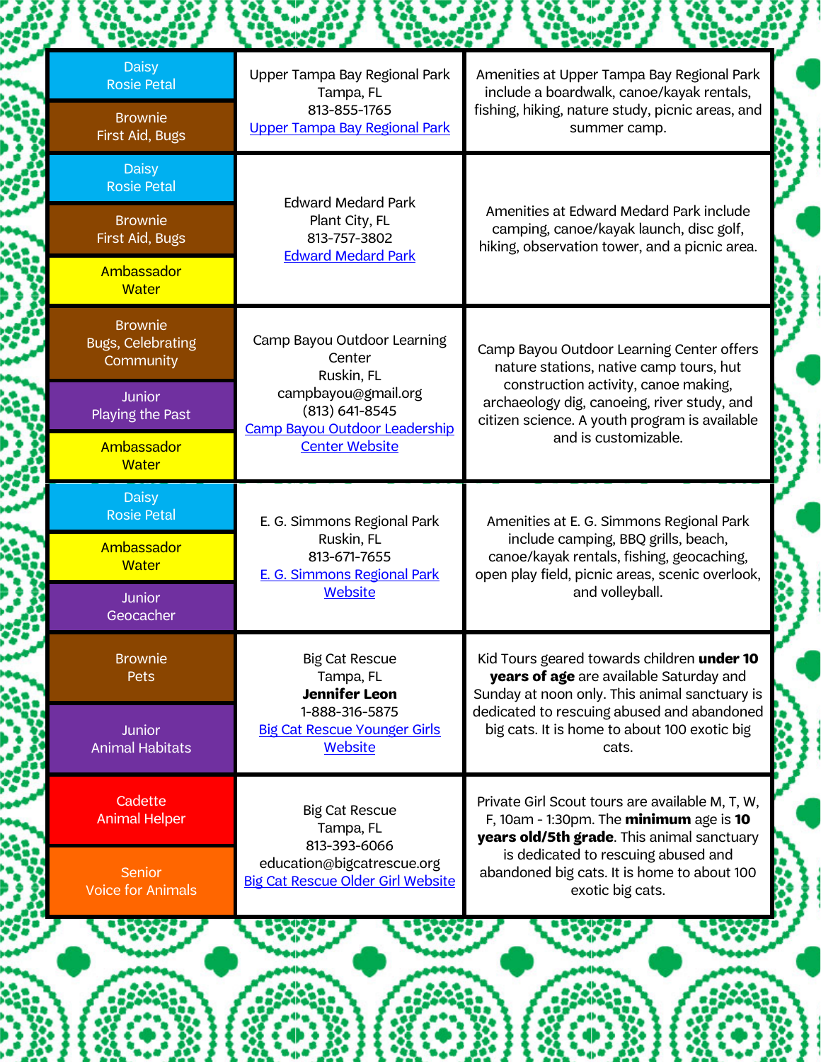| Badges | Location | Description |
|---|---|---|
| Daisy Rosie Petal<br>Brownie First Aid, Bugs | Upper Tampa Bay Regional Park<br>Tampa, FL<br>813-855-1765<br>Upper Tampa Bay Regional Park | Amenities at Upper Tampa Bay Regional Park include a boardwalk, canoe/kayak rentals, fishing, hiking, nature study, picnic areas, and summer camp. |
| Daisy Rosie Petal<br>Brownie First Aid, Bugs<br>Ambassador Water | Edward Medard Park<br>Plant City, FL<br>813-757-3802<br>Edward Medard Park | Amenities at Edward Medard Park include camping, canoe/kayak launch, disc golf, hiking, observation tower, and a picnic area. |
| Brownie Bugs, Celebrating Community<br>Junior Playing the Past<br>Ambassador Water | Camp Bayou Outdoor Learning Center<br>Ruskin, FL<br>campbayou@gmail.org<br>(813) 641-8545<br>Camp Bayou Outdoor Leadership Center Website | Camp Bayou Outdoor Learning Center offers nature stations, native camp tours, hut construction activity, canoe making, archaeology dig, canoeing, river study, and citizen science. A youth program is available and is customizable. |
| Daisy Rosie Petal<br>Ambassador Water<br>Junior Geocacher | E. G. Simmons Regional Park<br>Ruskin, FL<br>813-671-7655<br>E. G. Simmons Regional Park Website | Amenities at E. G. Simmons Regional Park include camping, BBQ grills, beach, canoe/kayak rentals, fishing, geocaching, open play field, picnic areas, scenic overlook, and volleyball. |
| Brownie Pets<br>Junior Animal Habitats | Big Cat Rescue<br>Tampa, FL<br>**Jennifer Leon**<br>1-888-316-5875<br>Big Cat Rescue Younger Girls Website | Kid Tours geared towards children **under 10 years of age** are available Saturday and Sunday at noon only. This animal sanctuary is dedicated to rescuing abused and abandoned big cats. It is home to about 100 exotic big cats. |
| Cadette Animal Helper<br>Senior Voice for Animals | Big Cat Rescue<br>Tampa, FL<br>813-393-6066<br>education@bigcatrescue.org<br>Big Cat Rescue Older Girl Website | Private Girl Scout tours are available M, T, W, F, 10am - 1:30pm. The **minimum** age is **10 years old/5th grade**. This animal sanctuary is dedicated to rescuing abused and abandoned big cats. It is home to about 100 exotic big cats. |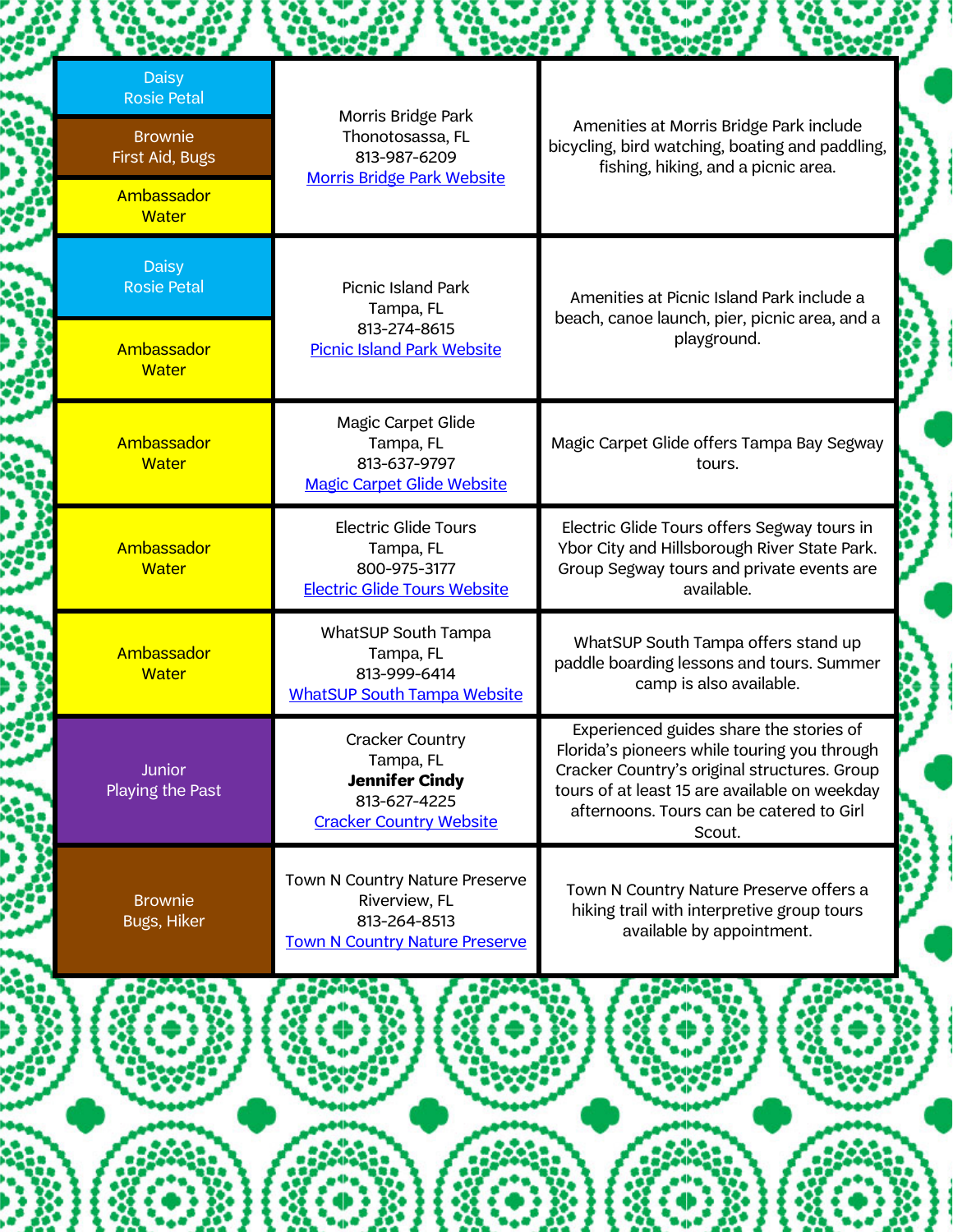| | | |
|---|---|---|
| Daisy<br>Rosie Petal<br><br>Brownie<br>First Aid, Bugs<br><br>Ambassador<br>Water | Morris Bridge Park<br>Thonotosassa, FL<br>813-987-6209<br>Morris Bridge Park Website | Amenities at Morris Bridge Park include bicycling, bird watching, boating and paddling, fishing, hiking, and a picnic area. |
| Daisy<br>Rosie Petal<br><br>Ambassador<br>Water | Picnic Island Park<br>Tampa, FL<br>813-274-8615<br>Picnic Island Park Website | Amenities at Picnic Island Park include a beach, canoe launch, pier, picnic area, and a playground. |
| Ambassador<br>Water | Magic Carpet Glide<br>Tampa, FL<br>813-637-9797<br>Magic Carpet Glide Website | Magic Carpet Glide offers Tampa Bay Segway tours. |
| Ambassador<br>Water | Electric Glide Tours<br>Tampa, FL<br>800-975-3177<br>Electric Glide Tours Website | Electric Glide Tours offers Segway tours in Ybor City and Hillsborough River State Park. Group Segway tours and private events are available. |
| Ambassador<br>Water | WhatSUP South Tampa<br>Tampa, FL<br>813-999-6414<br>WhatSUP South Tampa Website | WhatSUP South Tampa offers stand up paddle boarding lessons and tours. Summer camp is also available. |
| Junior<br>Playing the Past | Cracker Country<br>Tampa, FL<br>**Jennifer Cindy**<br>813-627-4225<br>Cracker Country Website | Experienced guides share the stories of Florida's pioneers while touring you through Cracker Country's original structures. Group tours of at least 15 are available on weekday afternoons. Tours can be catered to Girl Scout. |
| Brownie<br>Bugs, Hiker | Town N Country Nature Preserve<br>Riverview, FL<br>813-264-8513<br>Town N Country Nature Preserve | Town N Country Nature Preserve offers a hiking trail with interpretive group tours available by appointment. |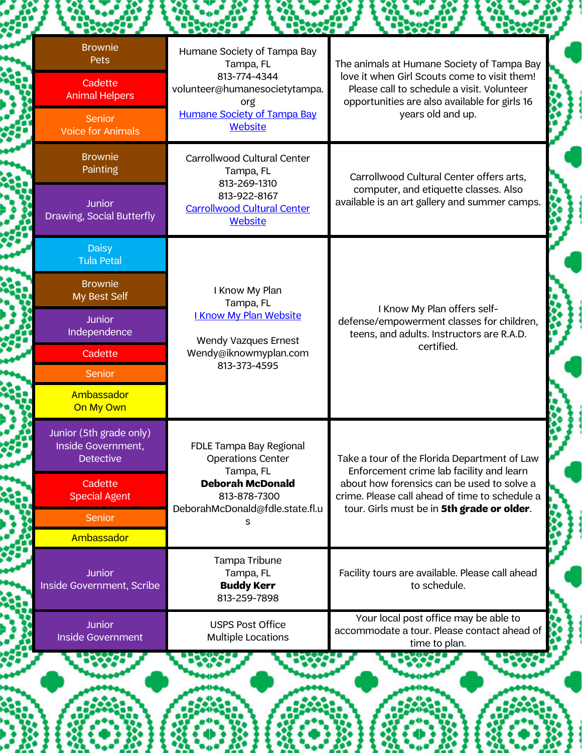| Badges | Location / Contact | Description |
|---|---|---|
| Brownie<br>Pets<br><br>Cadette<br>Animal Helpers<br><br>Senior<br>Voice for Animals | Humane Society of Tampa Bay<br>Tampa, FL<br>813-774-4344<br>volunteer@humanesocietytampa.org<br>Humane Society of Tampa Bay Website | The animals at Humane Society of Tampa Bay love it when Girl Scouts come to visit them! Please call to schedule a visit. Volunteer opportunities are also available for girls 16 years old and up. |
| Brownie<br>Painting<br><br>Junior<br>Drawing, Social Butterfly | Carrollwood Cultural Center<br>Tampa, FL<br>813-269-1310<br>813-922-8167<br>Carrollwood Cultural Center Website | Carrollwood Cultural Center offers arts, computer, and etiquette classes. Also available is an art gallery and summer camps. |
| Daisy<br>Tula Petal<br><br>Brownie<br>My Best Self<br><br>Junior<br>Independence<br><br>Cadette<br><br>Senior<br><br>Ambassador<br>On My Own | I Know My Plan<br>Tampa, FL<br>I Know My Plan Website<br><br>Wendy Vazques Ernest<br>Wendy@iknowmyplan.com<br>813-373-4595 | I Know My Plan offers self-defense/empowerment classes for children, teens, and adults. Instructors are R.A.D. certified. |
| Junior (5th grade only)<br>Inside Government, Detective<br><br>Cadette<br>Special Agent<br><br>Senior<br><br>Ambassador | FDLE Tampa Bay Regional Operations Center<br>Tampa, FL<br>**Deborah McDonald**<br>813-878-7300<br>DeborahMcDonald@fdle.state.fl.us | Take a tour of the Florida Department of Law Enforcement crime lab facility and learn about how forensics can be used to solve a crime. Please call ahead of time to schedule a tour. Girls must be in **5th grade or older**. |
| Junior<br>Inside Government, Scribe | Tampa Tribune<br>Tampa, FL<br>**Buddy Kerr**<br>813-259-7898 | Facility tours are available. Please call ahead to schedule. |
| Junior<br>Inside Government | USPS Post Office<br>Multiple Locations | Your local post office may be able to accommodate a tour. Please contact ahead of time to plan. |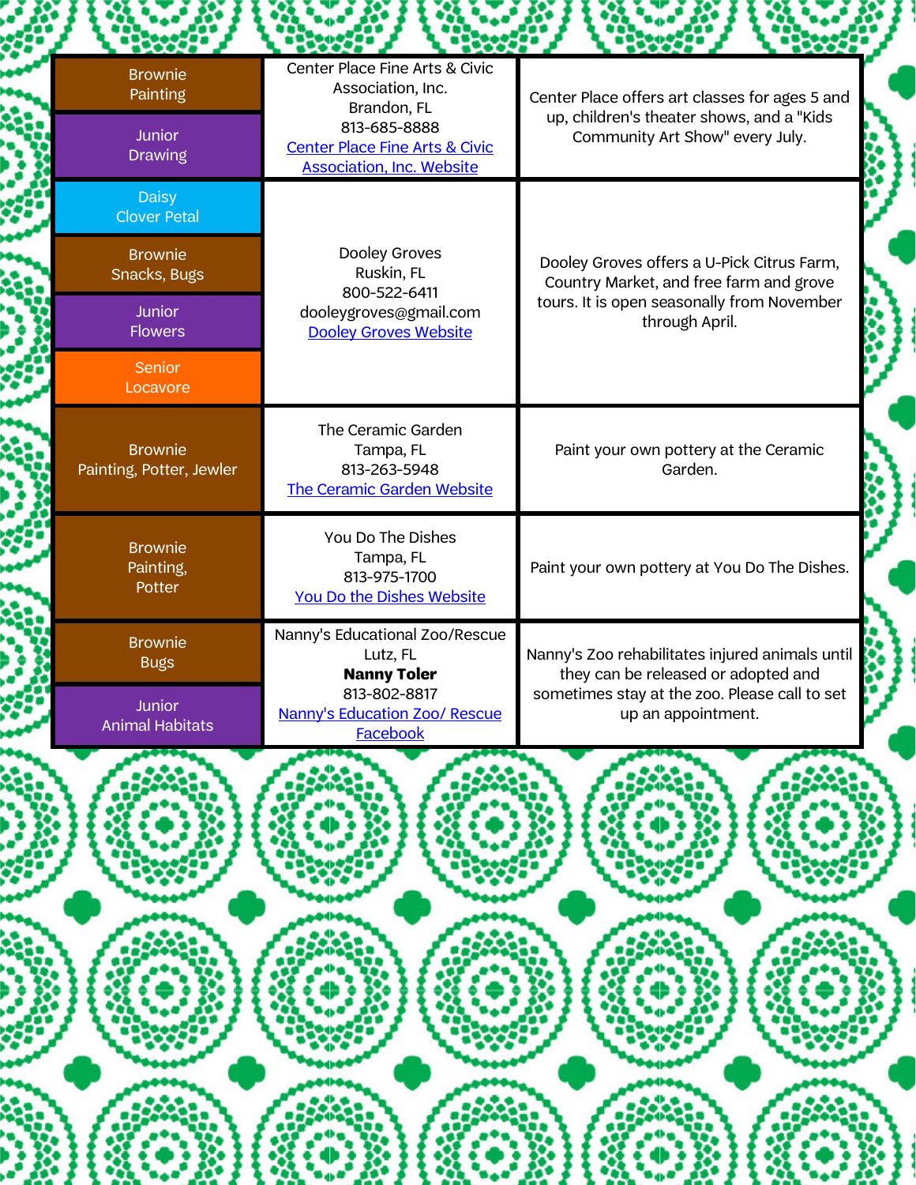| Badges | Location | Description |
|---|---|---|
| Brownie Painting<br>Junior Drawing | Center Place Fine Arts & Civic Association, Inc.<br>Brandon, FL<br>813-685-8888<br>Center Place Fine Arts & Civic Association, Inc. Website | Center Place offers art classes for ages 5 and up, children's theater shows, and a "Kids Community Art Show" every July. |
| Daisy Clover Petal<br>Brownie Snacks, Bugs<br>Junior Flowers<br>Senior Locavore | Dooley Groves<br>Ruskin, FL<br>800-522-6411<br>dooleygroves@gmail.com<br>Dooley Groves Website | Dooley Groves offers a U-Pick Citrus Farm, Country Market, and free farm and grove tours. It is open seasonally from November through April. |
| Brownie Painting, Potter, Jewler | The Ceramic Garden<br>Tampa, FL<br>813-263-5948<br>The Ceramic Garden Website | Paint your own pottery at the Ceramic Garden. |
| Brownie Painting, Potter | You Do The Dishes<br>Tampa, FL<br>813-975-1700<br>You Do the Dishes Website | Paint your own pottery at You Do The Dishes. |
| Brownie Bugs<br>Junior Animal Habitats | Nanny's Educational Zoo/Rescue<br>Lutz, FL<br>**Nanny Toler**<br>813-802-8817<br>Nanny's Education Zoo/ Rescue Facebook | Nanny's Zoo rehabilitates injured animals until they can be released or adopted and sometimes stay at the zoo. Please call to set up an appointment. |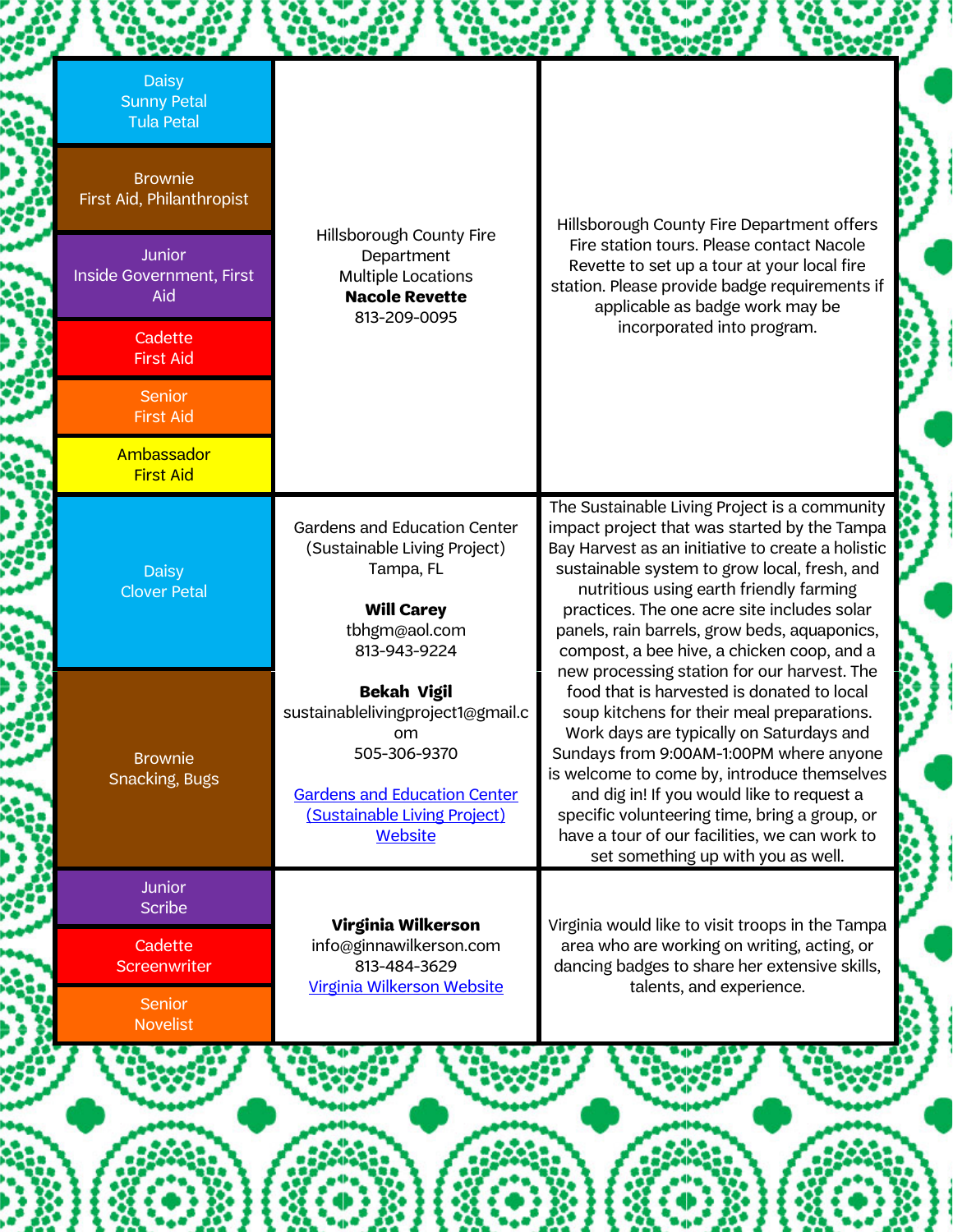| Badge Level / Badges | Location / Contact | Description |
|---|---|---|
| Daisy<br>Sunny Petal<br>Tula Petal<br><br>Brownie<br>First Aid, Philanthropist<br><br>Junior<br>Inside Government, First Aid<br><br>Cadette<br>First Aid<br><br>Senior<br>First Aid<br><br>Ambassador<br>First Aid | Hillsborough County Fire Department<br>Multiple Locations<br>**Nacole Revette**<br>813-209-0095 | Hillsborough County Fire Department offers Fire station tours. Please contact Nacole Revette to set up a tour at your local fire station. Please provide badge requirements if applicable as badge work may be incorporated into program. |
| Daisy<br>Clover Petal<br><br>Brownie<br>Snacking, Bugs | Gardens and Education Center (Sustainable Living Project)<br>Tampa, FL<br><br>**Will Carey**<br>tbhgm@aol.com<br>813-943-9224<br><br>**Bekah Vigil**<br>sustainablelivingproject1@gmail.com<br>505-306-9370<br><br>Gardens and Education Center (Sustainable Living Project) Website | The Sustainable Living Project is a community impact project that was started by the Tampa Bay Harvest as an initiative to create a holistic sustainable system to grow local, fresh, and nutritious using earth friendly farming practices. The one acre site includes solar panels, rain barrels, grow beds, aquaponics, compost, a bee hive, a chicken coop, and a new processing station for our harvest. The food that is harvested is donated to local soup kitchens for their meal preparations. Work days are typically on Saturdays and Sundays from 9:00AM-1:00PM where anyone is welcome to come by, introduce themselves and dig in! If you would like to request a specific volunteering time, bring a group, or have a tour of our facilities, we can work to set something up with you as well. |
| Junior<br>Scribe<br><br>Cadette<br>Screenwriter<br><br>Senior<br>Novelist | **Virginia Wilkerson**<br>info@ginnawilkerson.com<br>813-484-3629<br>Virginia Wilkerson Website | Virginia would like to visit troops in the Tampa area who are working on writing, acting, or dancing badges to share her extensive skills, talents, and experience. |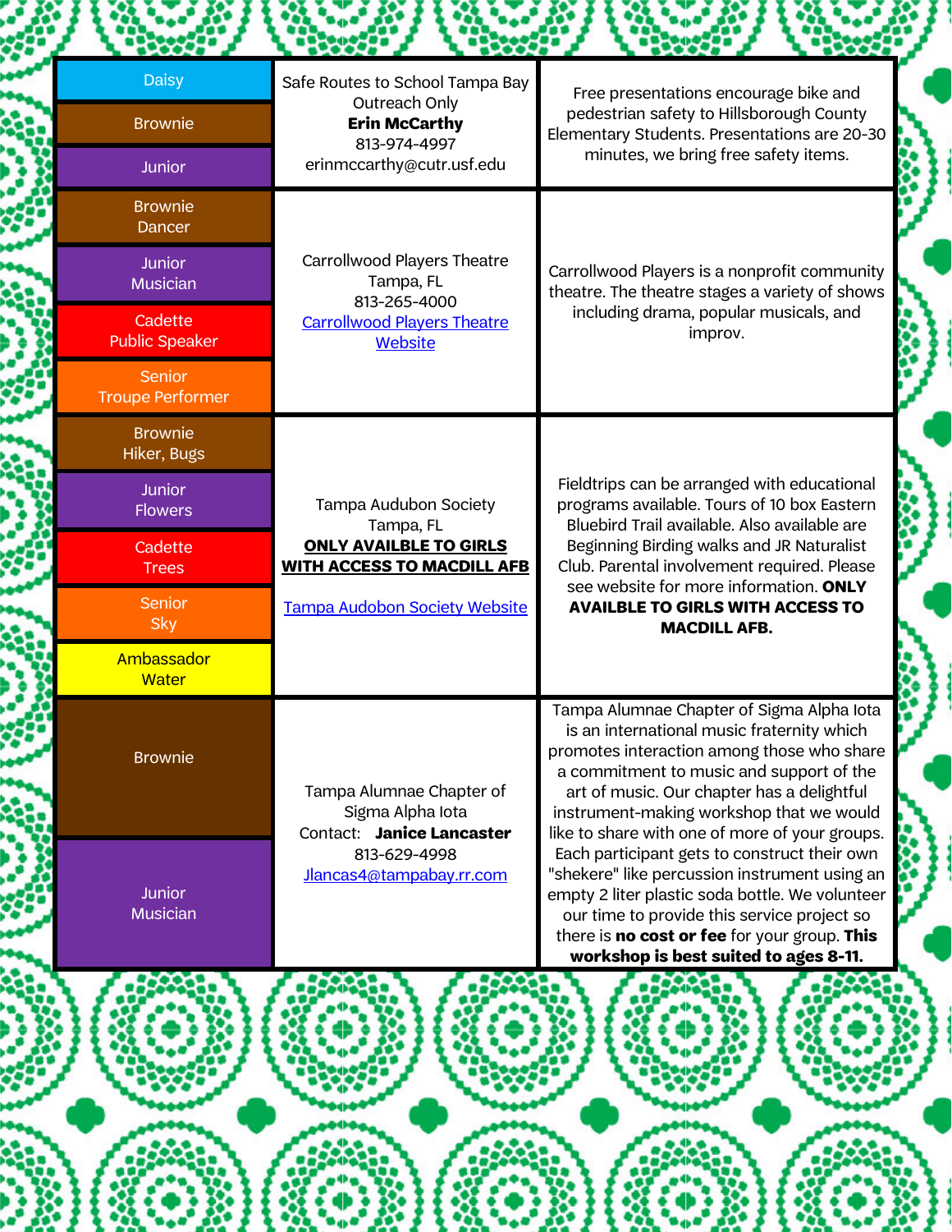| Badges | Organization | Description |
| --- | --- | --- |
| Daisy<br>Brownie<br>Junior | Safe Routes to School Tampa Bay<br>Outreach Only<br>**Erin McCarthy**<br>813-974-4997<br>erinmccarthy@cutr.usf.edu | Free presentations encourage bike and pedestrian safety to Hillsborough County Elementary Students. Presentations are 20-30 minutes, we bring free safety items. |
| Brownie Dancer<br>Junior Musician<br>Cadette Public Speaker<br>Senior Troupe Performer | Carrollwood Players Theatre<br>Tampa, FL<br>813-265-4000<br>[Carrollwood Players Theatre Website] | Carrollwood Players is a nonprofit community theatre. The theatre stages a variety of shows including drama, popular musicals, and improv. |
| Brownie Hiker, Bugs<br>Junior Flowers<br>Cadette Trees<br>Senior Sky<br>Ambassador Water | Tampa Audubon Society<br>Tampa, FL<br>**ONLY AVAILBLE TO GIRLS WITH ACCESS TO MACDILL AFB**<br><br>[Tampa Audobon Society Website] | Fieldtrips can be arranged with educational programs available. Tours of 10 box Eastern Bluebird Trail available. Also available are Beginning Birding walks and JR Naturalist Club. Parental involvement required. Please see website for more information. **ONLY AVAILBLE TO GIRLS WITH ACCESS TO MACDILL AFB.** |
| Brownie<br>Junior Musician | Tampa Alumnae Chapter of Sigma Alpha Iota<br>Contact: **Janice Lancaster**<br>813-629-4998<br>Jlancas4@tampabay.rr.com | Tampa Alumnae Chapter of Sigma Alpha Iota is an international music fraternity which promotes interaction among those who share a commitment to music and support of the art of music. Our chapter has a delightful instrument-making workshop that we would like to share with one of more of your groups. Each participant gets to construct their own "shekere" like percussion instrument using an empty 2 liter plastic soda bottle. We volunteer our time to provide this service project so there is **no cost or fee** for your group. **This workshop is best suited to ages 8-11.** |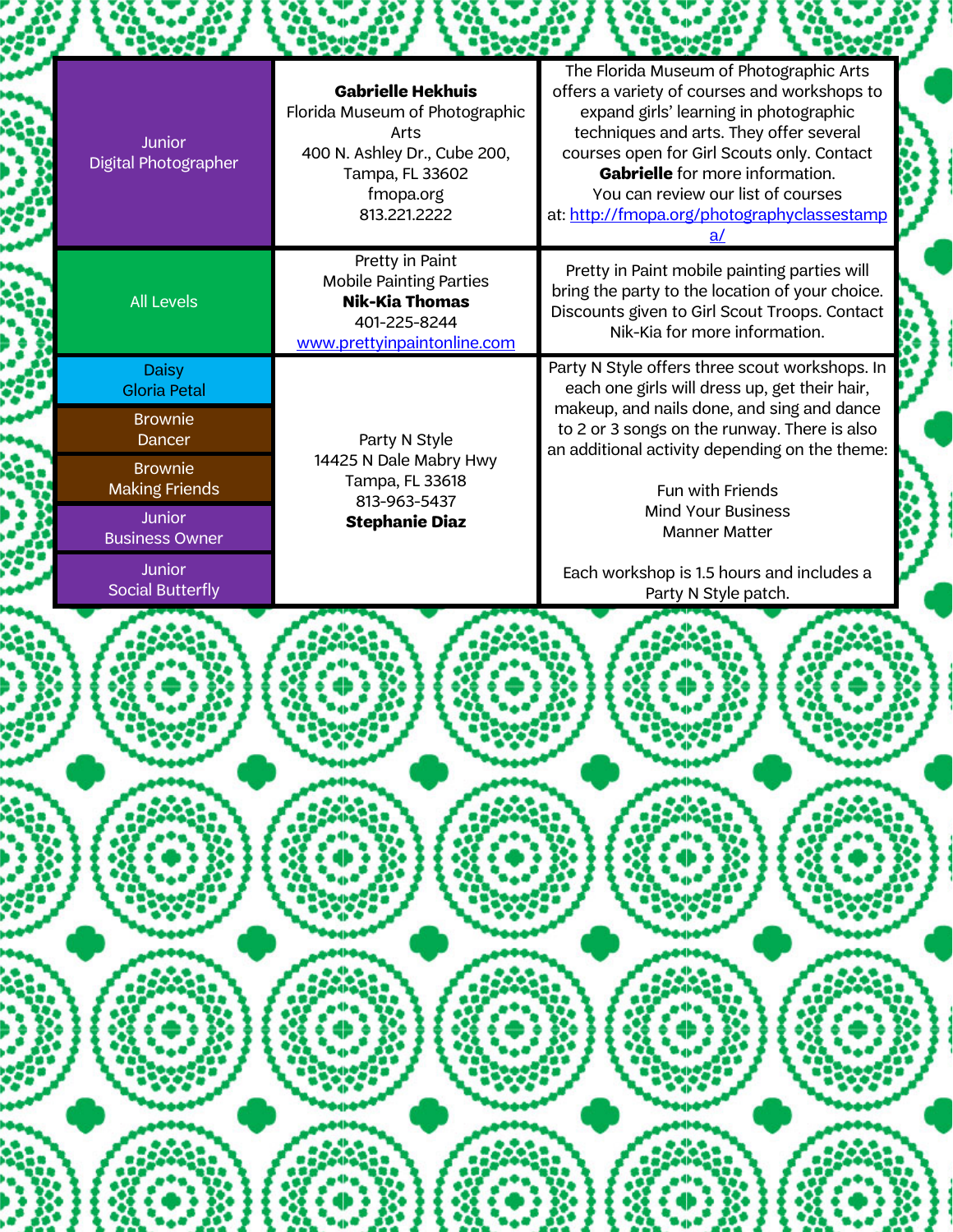| | | |
|---|---|---|
| Junior<br>Digital Photographer | **Gabrielle Hekhuis**<br>Florida Museum of Photographic Arts<br>400 N. Ashley Dr., Cube 200, Tampa, FL 33602<br>fmopa.org<br>813.221.2222 | The Florida Museum of Photographic Arts offers a variety of courses and workshops to expand girls' learning in photographic techniques and arts. They offer several courses open for Girl Scouts only. Contact **Gabrielle** for more information.<br>You can review our list of courses at: http://fmopa.org/photographyclassestampa/ |
| All Levels | Pretty in Paint<br>Mobile Painting Parties<br>**Nik-Kia Thomas**<br>401-225-8244<br>www.prettyinpaintonline.com | Pretty in Paint mobile painting parties will bring the party to the location of your choice. Discounts given to Girl Scout Troops. Contact Nik-Kia for more information. |
| Daisy<br>Gloria Petal<br><br>Brownie<br>Dancer<br><br>Brownie<br>Making Friends<br><br>Junior<br>Business Owner<br><br>Junior<br>Social Butterfly | Party N Style<br>14425 N Dale Mabry Hwy<br>Tampa, FL 33618<br>813-963-5437<br>**Stephanie Diaz** | Party N Style offers three scout workshops. In each one girls will dress up, get their hair, makeup, and nails done, and sing and dance to 2 or 3 songs on the runway. There is also an additional activity depending on the theme:<br><br>Fun with Friends<br>Mind Your Business<br>Manner Matter<br><br>Each workshop is 1.5 hours and includes a Party N Style patch. |